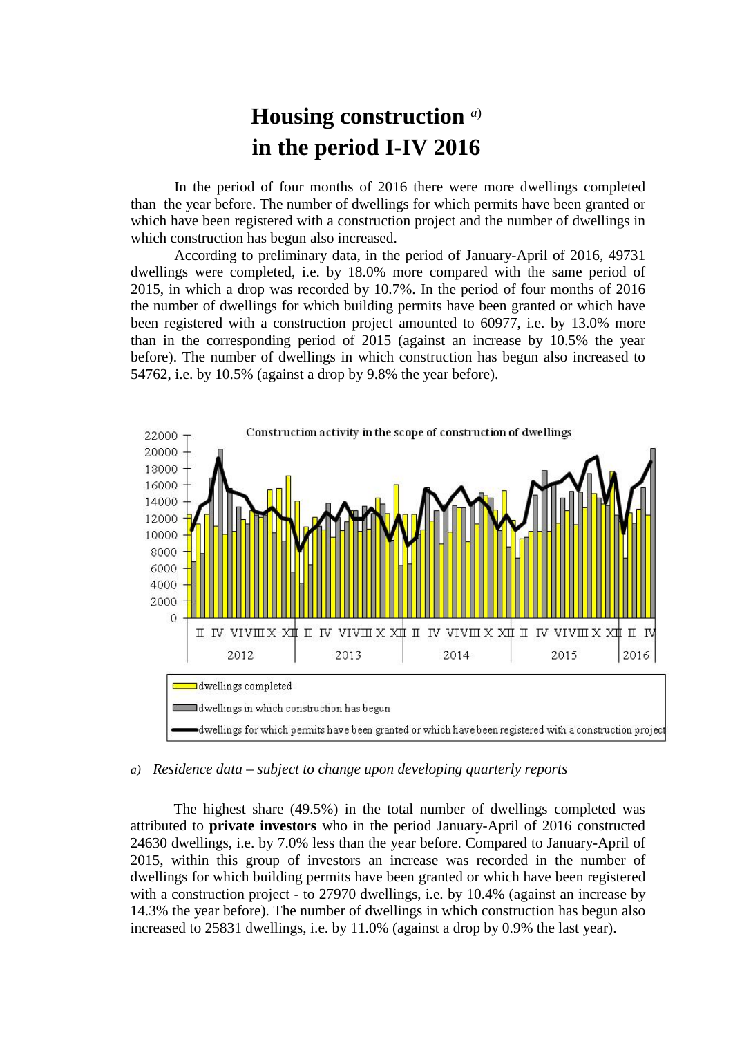# Housing construction [a) ]in the period I-IV 2016

In the period of four months of 2016 there were more dwellings completed than the year before. The number of dwellings for which permits have been granted or which have been registered with a construction project and the number of dwellings in which construction has begun also increased.

According to preliminary data, in the period of January-April of 2016, 49731 dwellings were completed, i.e. by 18.0% more compared with the same period of 2015, in which a drop was recorded by 10.7%. In the period of four months of 2016 the number of dwellings for which building permits have been granted or which have been registered with a construction project amounted to 60977, i.e. by 13.0% more than in the corresponding period of 2015 (against an increase by 10.5% the year before). The number of dwellings in which construction has begun also increased to 54762, i.e. by 10.5% (against a drop by 9.8% the year before).

Construction activity in the scope of construction of dwellings

- dwellings completed
- dwellings in which construction has begun
- dwellings for which permits have been granted or which have been registered with a construction project

*a) Residence data – subject to change upon developing quarterly reports*

The highest share (49.5%) in the total number of dwellings completed was attributed to **private investors** who in the period January-April of 2016 constructed 24630 dwellings, i.e. by 7.0% less than the year before. Compared to January-April of 2015, within this group of investors an increase was recorded in the number of dwellings for which building permits have been granted or which have been registered with a construction project - to 27970 dwellings, i.e. by 10.4% (against an increase by 14.3% the year before). The number of dwellings in which construction has begun also increased to 25831 dwellings, i.e. by 11.0% (against a drop by 0.9% the last year).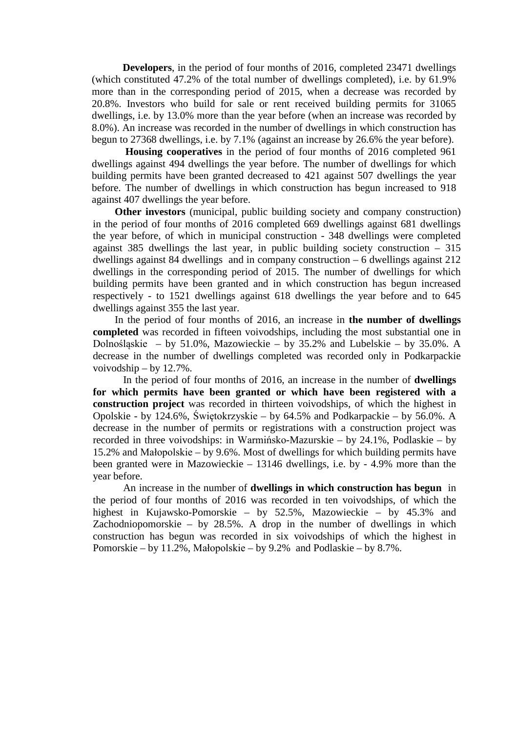**Developers**, in the period of four months of 2016, completed 23471 dwellings (which constituted 47.2% of the total number of dwellings completed), i.e. by 61.9% more than in the corresponding period of 2015, when a decrease was recorded by 20.8%. Investors who build for sale or rent received building permits for 31065 dwellings, i.e. by 13.0% more than the year before (when an increase was recorded by 8.0%). An increase was recorded in the number of dwellings in which construction has begun to 27368 dwellings, i.e. by 7.1% (against an increase by 26.6% the year before).

**Housing cooperatives** in the period of four months of 2016 completed 961 dwellings against 494 dwellings the year before. The number of dwellings for which building permits have been granted decreased to 421 against 507 dwellings the year before. The number of dwellings in which construction has begun increased to 918 against 407 dwellings the year before.

**Other investors** (municipal, public building society and company construction) in the period of four months of 2016 completed 669 dwellings against 681 dwellings the year before, of which in municipal construction - 348 dwellings were completed against 385 dwellings the last year, in public building society construction – 315 dwellings against 84 dwellings and in company construction – 6 dwellings against 212 dwellings in the corresponding period of 2015. The number of dwellings for which building permits have been granted and in which construction has begun increased respectively - to 1521 dwellings against 618 dwellings the year before and to 645 dwellings against 355 the last year.

In the period of four months of 2016, an increase in **the number of dwellings completed** was recorded in fifteen voivodships, including the most substantial one in Dolnośląskie – by 51.0%, Mazowieckie – by 35.2% and Lubelskie – by 35.0%. A decrease in the number of dwellings completed was recorded only in Podkarpackie voivodship – by 12.7%.

In the period of four months of 2016, an increase in the number of **dwellings for which permits have been granted or which have been registered with a construction project** was recorded in thirteen voivodships, of which the highest in Opolskie - by 124.6%, Świętokrzyskie – by 64.5% and Podkarpackie – by 56.0%. A decrease in the number of permits or registrations with a construction project was recorded in three voivodships: in Warmińsko-Mazurskie – by 24.1%, Podlaskie – by 15.2% and Małopolskie – by 9.6%. Most of dwellings for which building permits have been granted were in Mazowieckie – 13146 dwellings, i.e. by - 4.9% more than the year before.

An increase in the number of **dwellings in which construction has begun** in the period of four months of 2016 was recorded in ten voivodships, of which the highest in Kujawsko-Pomorskie – by 52.5%, Mazowieckie – by 45.3% and Zachodniopomorskie – by 28.5%. A drop in the number of dwellings in which construction has begun was recorded in six voivodships of which the highest in Pomorskie – by 11.2%, Małopolskie – by 9.2% and Podlaskie – by 8.7%.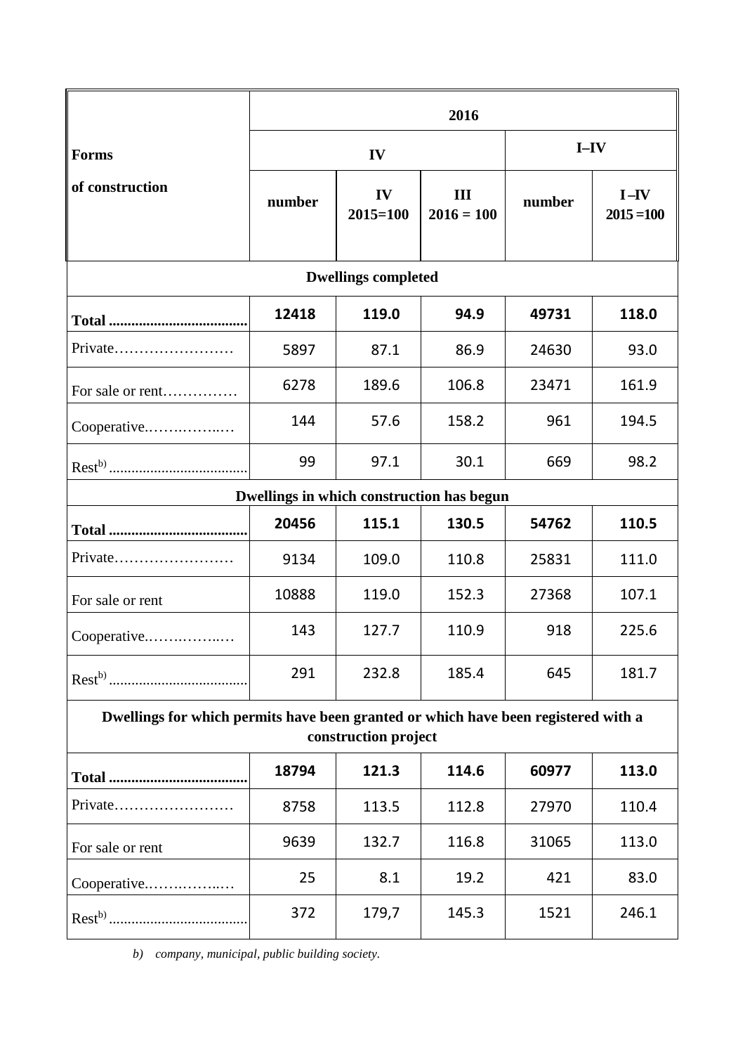| Forms of construction | 2016 | | | | |
|---|---|---|---|---|---|
| | IV | | | I–IV | |
| | number | IV 2015=100 | III 2016 = 100 | number | I –IV 2015 =100 |
| **Dwellings completed** | | | | | |
| **Total** | **12418** | **119.0** | **94.9** | **49731** | **118.0** |
| Private | 5897 | 87.1 | 86.9 | 24630 | 93.0 |
| For sale or rent | 6278 | 189.6 | 106.8 | 23471 | 161.9 |
| Cooperative | 144 | 57.6 | 158.2 | 961 | 194.5 |
| Rest[b)] | 99 | 97.1 | 30.1 | 669 | 98.2 |
| **Dwellings in which construction has begun** | | | | | |
| **Total** | **20456** | **115.1** | **130.5** | **54762** | **110.5** |
| Private | 9134 | 109.0 | 110.8 | 25831 | 111.0 |
| For sale or rent | 10888 | 119.0 | 152.3 | 27368 | 107.1 |
| Cooperative | 143 | 127.7 | 110.9 | 918 | 225.6 |
| Rest[b)] | 291 | 232.8 | 185.4 | 645 | 181.7 |
| **Dwellings for which permits have been granted or which have been registered with a construction project** | | | | | |
| **Total** | **18794** | **121.3** | **114.6** | **60977** | **113.0** |
| Private | 8758 | 113.5 | 112.8 | 27970 | 110.4 |
| For sale or rent | 9639 | 132.7 | 116.8 | 31065 | 113.0 |
| Cooperative | 25 | 8.1 | 19.2 | 421 | 83.0 |
| Rest[b)] | 372 | 179,7 | 145.3 | 1521 | 246.1 |

*b) company, municipal, public building society.*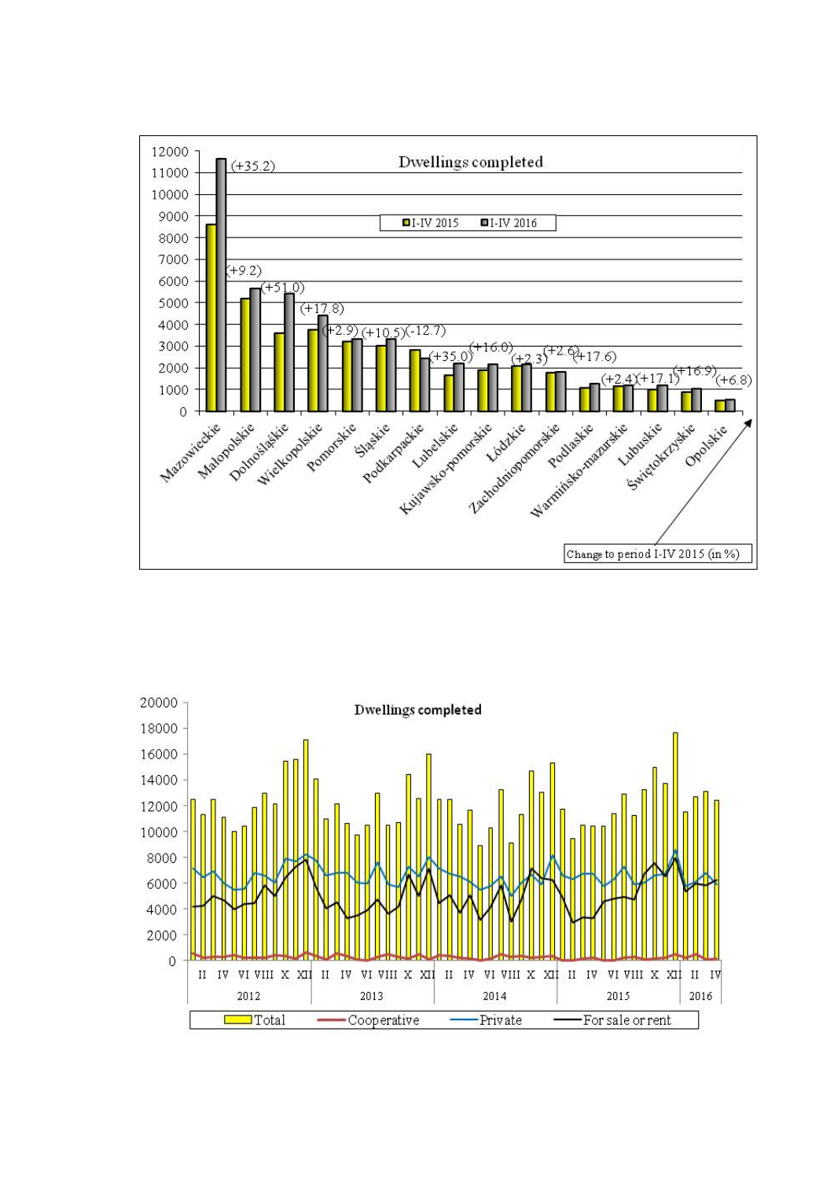**Dwellings completed**

Change to period I-IV 2015 (in %)

| Voivodship | Change to period I-IV 2015 (in %) |
|---|---|
| Mazowieckie | (+35.2) |
| Małopolskie | (+9.2) |
| Dolnośląskie | (+51.0) |
| Wielkopolskie | (+17.8) |
| Pomorskie | (+2.9) |
| Śląskie | (+10.5) |
| Podkarpackie | (-12.7) |
| Lubelskie | (+35.0) |
| Kujawsko-pomorskie | (+16.0) |
| Łódzkie | (+2.3) |
| Zachodniopomorskie | (+2.6) |
| Podlaskie | (+17.6) |
| Warmińsko-mazurskie | (+2.4) |
| Lubuskie | (+17.1) |
| Świętokrzyskie | (+16.9) |
| Opolskie | (+6.8) |

Legend: I-IV 2015, I-IV 2016

**Dwellings completed**

2012, 2013, 2014, 2015, 2016

Legend: Total, Cooperative, Private, For sale or rent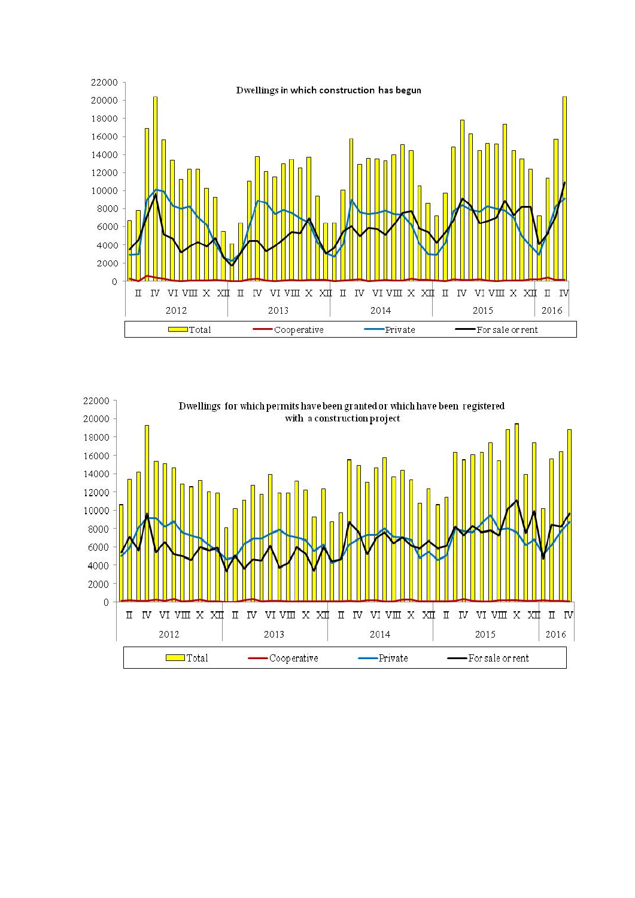Dwellings in which construction has begun

22000
20000
18000
16000
14000
12000
10000
8000
6000
4000
2000
0

II IV VI VIII X XII II IV VI VIII X XII II IV VI VIII X XII II IV VI VIII X XII II IV

2012 2013 2014 2015 2016

Total Cooperative Private For sale or rent

Dwellings for which permits have been granted or which have been registered with a construction project

22000
20000
18000
16000
14000
12000
10000
8000
6000
4000
2000
0

II IV VI VIII X XII II IV VI VIII X XII II IV VI VIII X XII II IV VI VIII X XII II IV

2012 2013 2014 2015 2016

Total Cooperative Private For sale or rent